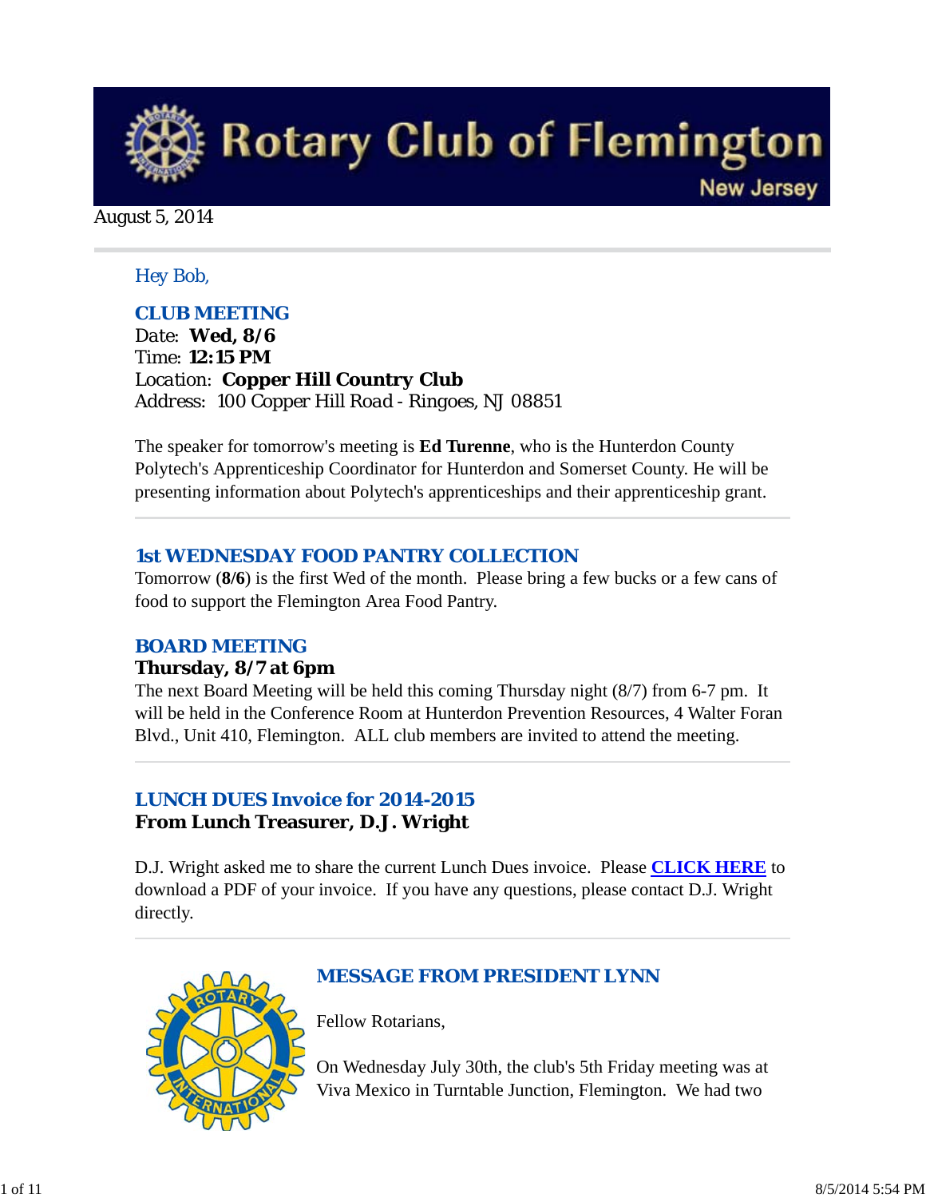# Rotary Club of Flemington

New Jersey

August 5, 2014

Hey Bob,

## CLUB MEETING

Date: **Wed, 8/6**
Time: **12:15 PM**
Location: **Copper Hill Country Club**
Address: 100 Copper Hill Road - Ringoes, NJ 08851

The speaker for tomorrow's meeting is **Ed Turenne**, who is the Hunterdon County Polytech's Apprenticeship Coordinator for Hunterdon and Somerset County. He will be presenting information about Polytech's apprenticeships and their apprenticeship grant.

## 1st WEDNESDAY FOOD PANTRY COLLECTION

Tomorrow (**8/6**) is the first Wed of the month. Please bring a few bucks or a few cans of food to support the Flemington Area Food Pantry.

## BOARD MEETING

**Thursday, 8/7 at 6pm**

The next Board Meeting will be held this coming Thursday night (8/7) from 6-7 pm. It will be held in the Conference Room at Hunterdon Prevention Resources, 4 Walter Foran Blvd., Unit 410, Flemington. ALL club members are invited to attend the meeting.

## LUNCH DUES Invoice for 2014-2015

**From Lunch Treasurer, D.J. Wright**

D.J. Wright asked me to share the current Lunch Dues invoice. Please **CLICK HERE** to download a PDF of your invoice. If you have any questions, please contact D.J. Wright directly.

## MESSAGE FROM PRESIDENT LYNN

Fellow Rotarians,

On Wednesday July 30th, the club's 5th Friday meeting was at Viva Mexico in Turntable Junction, Flemington. We had two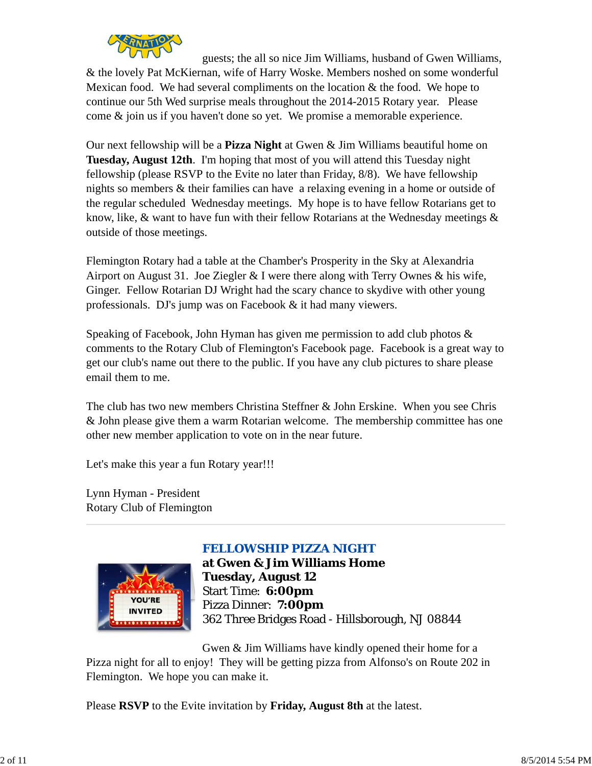guests; the all so nice Jim Williams, husband of Gwen Williams, & the lovely Pat McKiernan, wife of Harry Woske. Members noshed on some wonderful Mexican food. We had several compliments on the location & the food. We hope to continue our 5th Wed surprise meals throughout the 2014-2015 Rotary year. Please come & join us if you haven't done so yet. We promise a memorable experience.

Our next fellowship will be a **Pizza Night** at Gwen & Jim Williams beautiful home on **Tuesday, August 12th**. I'm hoping that most of you will attend this Tuesday night fellowship (please RSVP to the Evite no later than Friday, 8/8). We have fellowship nights so members & their families can have a relaxing evening in a home or outside of the regular scheduled Wednesday meetings. My hope is to have fellow Rotarians get to know, like, & want to have fun with their fellow Rotarians at the Wednesday meetings & outside of those meetings.

Flemington Rotary had a table at the Chamber's Prosperity in the Sky at Alexandria Airport on August 31. Joe Ziegler & I were there along with Terry Ownes & his wife, Ginger. Fellow Rotarian DJ Wright had the scary chance to skydive with other young professionals. DJ's jump was on Facebook & it had many viewers.

Speaking of Facebook, John Hyman has given me permission to add club photos & comments to the Rotary Club of Flemington's Facebook page. Facebook is a great way to get our club's name out there to the public. If you have any club pictures to share please email them to me.

The club has two new members Christina Steffner & John Erskine. When you see Chris & John please give them a warm Rotarian welcome. The membership committee has one other new member application to vote on in the near future.

Let's make this year a fun Rotary year!!!

Lynn Hyman - President
Rotary Club of Flemington

---

## FELLOWSHIP PIZZA NIGHT

**at Gwen & Jim Williams Home**
**Tuesday, August 12**
Start Time: **6:00pm**
Pizza Dinner: **7:00pm**
362 Three Bridges Road - Hillsborough, NJ 08844

Gwen & Jim Williams have kindly opened their home for a Pizza night for all to enjoy! They will be getting pizza from Alfonso's on Route 202 in Flemington. We hope you can make it.

Please **RSVP** to the Evite invitation by **Friday, August 8th** at the latest.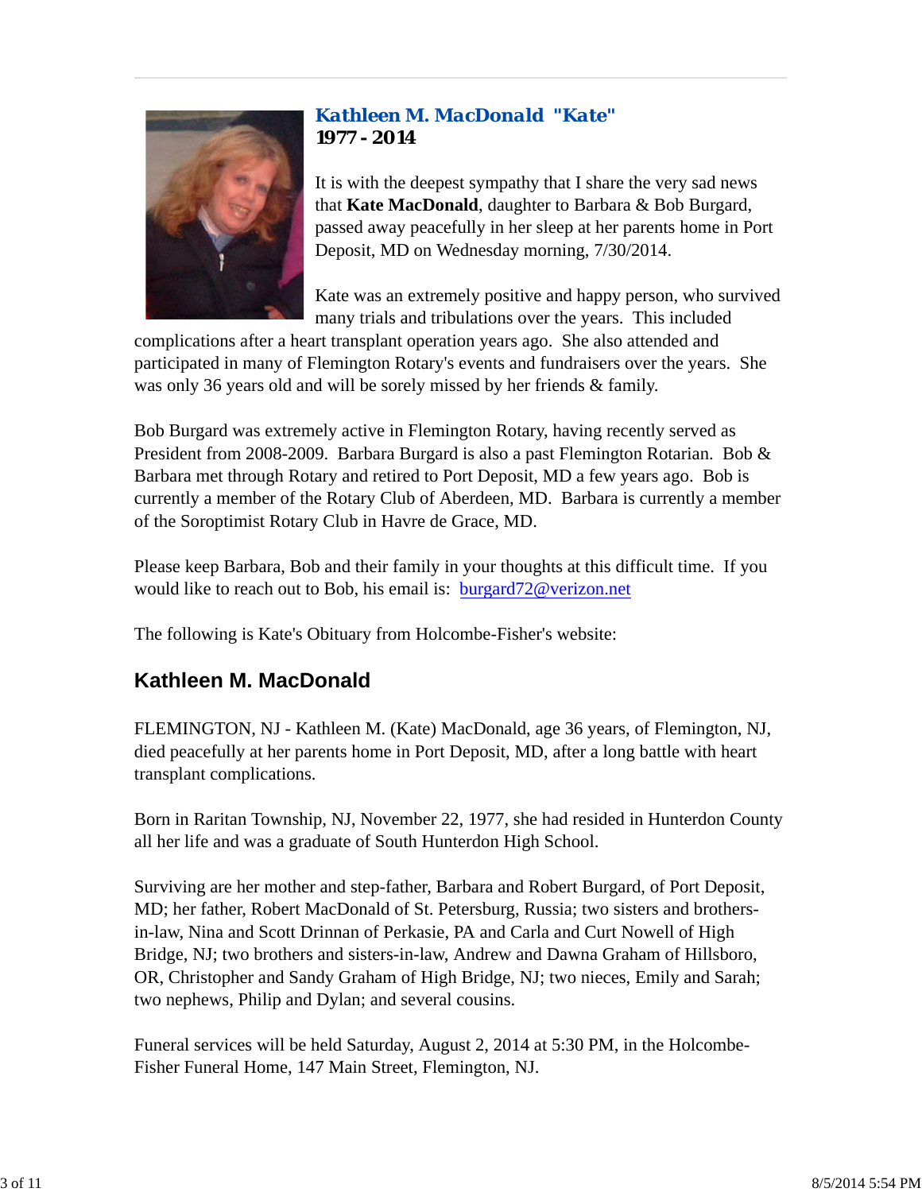### Kathleen M. MacDonald "Kate"

**1977 - 2014**

It is with the deepest sympathy that I share the very sad news that **Kate MacDonald**, daughter to Barbara & Bob Burgard, passed away peacefully in her sleep at her parents home in Port Deposit, MD on Wednesday morning, 7/30/2014.

Kate was an extremely positive and happy person, who survived many trials and tribulations over the years. This included complications after a heart transplant operation years ago. She also attended and participated in many of Flemington Rotary's events and fundraisers over the years. She was only 36 years old and will be sorely missed by her friends & family.

Bob Burgard was extremely active in Flemington Rotary, having recently served as President from 2008-2009. Barbara Burgard is also a past Flemington Rotarian. Bob & Barbara met through Rotary and retired to Port Deposit, MD a few years ago. Bob is currently a member of the Rotary Club of Aberdeen, MD. Barbara is currently a member of the Soroptimist Rotary Club in Havre de Grace, MD.

Please keep Barbara, Bob and their family in your thoughts at this difficult time. If you would like to reach out to Bob, his email is: burgard72@verizon.net

The following is Kate's Obituary from Holcombe-Fisher's website:

## Kathleen M. MacDonald

FLEMINGTON, NJ - Kathleen M. (Kate) MacDonald, age 36 years, of Flemington, NJ, died peacefully at her parents home in Port Deposit, MD, after a long battle with heart transplant complications.

Born in Raritan Township, NJ, November 22, 1977, she had resided in Hunterdon County all her life and was a graduate of South Hunterdon High School.

Surviving are her mother and step-father, Barbara and Robert Burgard, of Port Deposit, MD; her father, Robert MacDonald of St. Petersburg, Russia; two sisters and brothers-in-law, Nina and Scott Drinnan of Perkasie, PA and Carla and Curt Nowell of High Bridge, NJ; two brothers and sisters-in-law, Andrew and Dawna Graham of Hillsboro, OR, Christopher and Sandy Graham of High Bridge, NJ; two nieces, Emily and Sarah; two nephews, Philip and Dylan; and several cousins.

Funeral services will be held Saturday, August 2, 2014 at 5:30 PM, in the Holcombe-Fisher Funeral Home, 147 Main Street, Flemington, NJ.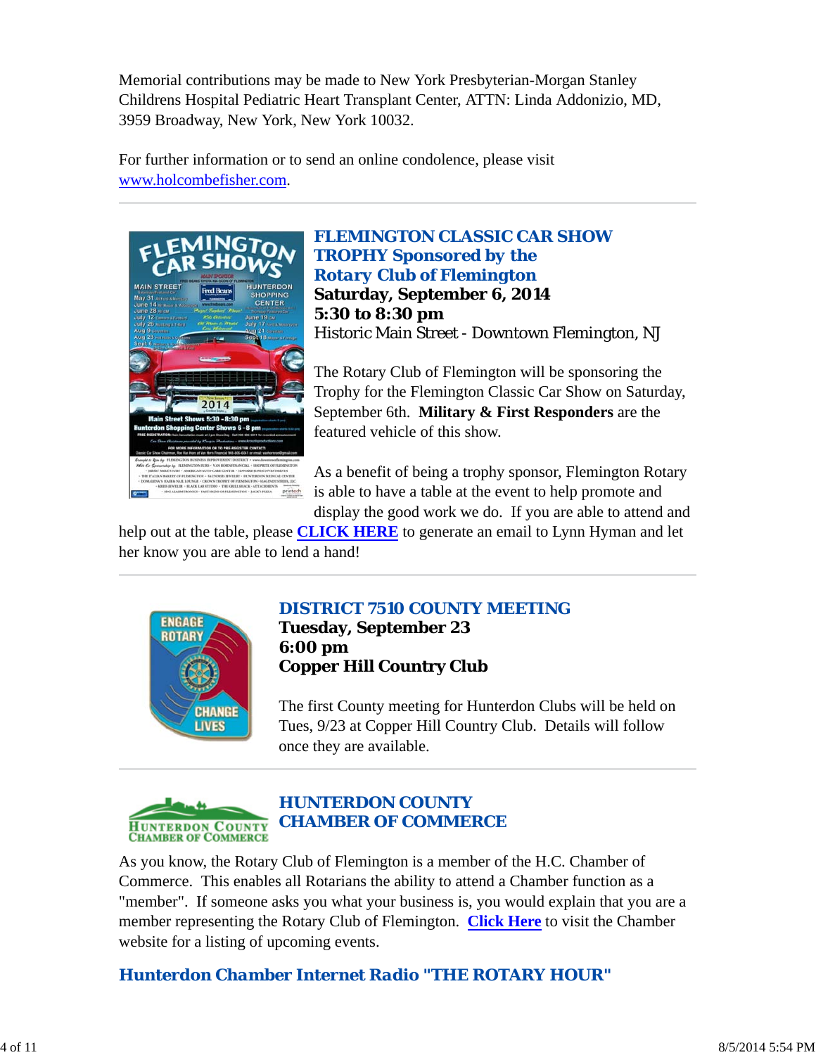Memorial contributions may be made to New York Presbyterian-Morgan Stanley Childrens Hospital Pediatric Heart Transplant Center, ATTN: Linda Addonizio, MD, 3959 Broadway, New York, New York 10032.

For further information or to send an online condolence, please visit www.holcombefisher.com.

---

### FLEMINGTON CLASSIC CAR SHOW TROPHY Sponsored by the Rotary Club of Flemington

**Saturday, September 6, 2014**
**5:30 to 8:30 pm**
Historic Main Street - Downtown Flemington, NJ

The Rotary Club of Flemington will be sponsoring the Trophy for the Flemington Classic Car Show on Saturday, September 6th. **Military & First Responders** are the featured vehicle of this show.

As a benefit of being a trophy sponsor, Flemington Rotary is able to have a table at the event to help promote and display the good work we do. If you are able to attend and help out at the table, please **CLICK HERE** to generate an email to Lynn Hyman and let her know you are able to lend a hand!

---

### DISTRICT 7510 COUNTY MEETING

**Tuesday, September 23**
**6:00 pm**
**Copper Hill Country Club**

The first County meeting for Hunterdon Clubs will be held on Tues, 9/23 at Copper Hill Country Club. Details will follow once they are available.

---

### HUNTERDON COUNTY CHAMBER OF COMMERCE

As you know, the Rotary Club of Flemington is a member of the H.C. Chamber of Commerce. This enables all Rotarians the ability to attend a Chamber function as a "member". If someone asks you what your business is, you would explain that you are a member representing the Rotary Club of Flemington. **Click Here** to visit the Chamber website for a listing of upcoming events.

### *Hunterdon Chamber Internet Radio "THE ROTARY HOUR"*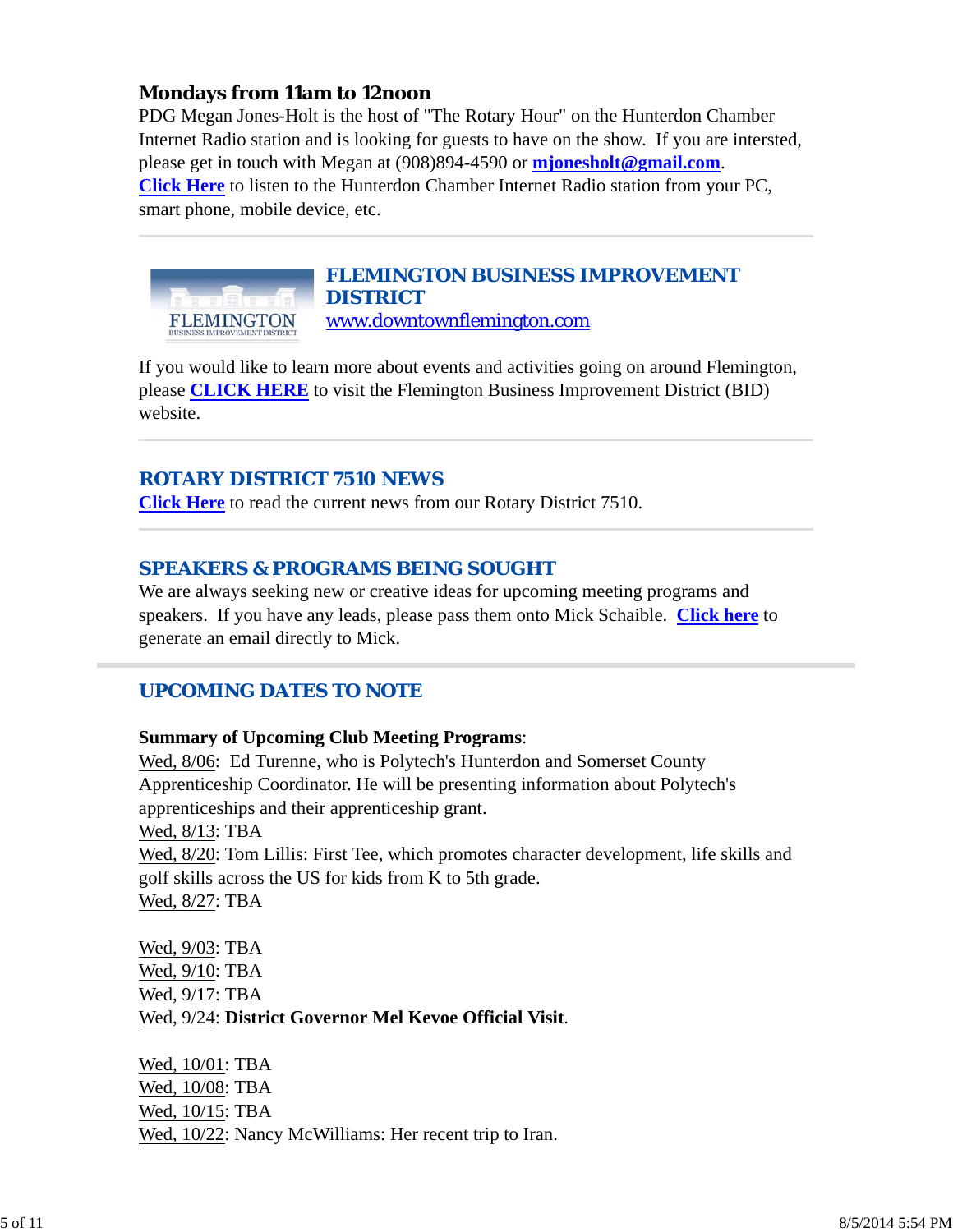### Mondays from 11am to 12noon

PDG Megan Jones-Holt is the host of "The Rotary Hour" on the Hunterdon Chamber Internet Radio station and is looking for guests to have on the show. If you are intersted, please get in touch with Megan at (908)894-4590 or **mjonesholt@gmail.com**.
**Click Here** to listen to the Hunterdon Chamber Internet Radio station from your PC, smart phone, mobile device, etc.

---

### FLEMINGTON BUSINESS IMPROVEMENT DISTRICT

www.downtownflemington.com

If you would like to learn more about events and activities going on around Flemington, please **CLICK HERE** to visit the Flemington Business Improvement District (BID) website.

---

### ROTARY DISTRICT 7510 NEWS

**Click Here** to read the current news from our Rotary District 7510.

---

### SPEAKERS & PROGRAMS BEING SOUGHT

We are always seeking new or creative ideas for upcoming meeting programs and speakers. If you have any leads, please pass them onto Mick Schaible. **Click here** to generate an email directly to Mick.

---

## UPCOMING DATES TO NOTE

**Summary of Upcoming Club Meeting Programs**:
Wed, 8/06: Ed Turenne, who is Polytech's Hunterdon and Somerset County Apprenticeship Coordinator. He will be presenting information about Polytech's apprenticeships and their apprenticeship grant.
Wed, 8/13: TBA
Wed, 8/20: Tom Lillis: First Tee, which promotes character development, life skills and golf skills across the US for kids from K to 5th grade.
Wed, 8/27: TBA

Wed, 9/03: TBA
Wed, 9/10: TBA
Wed, 9/17: TBA
Wed, 9/24: **District Governor Mel Kevoe Official Visit**.

Wed, 10/01: TBA
Wed, 10/08: TBA
Wed, 10/15: TBA
Wed, 10/22: Nancy McWilliams: Her recent trip to Iran.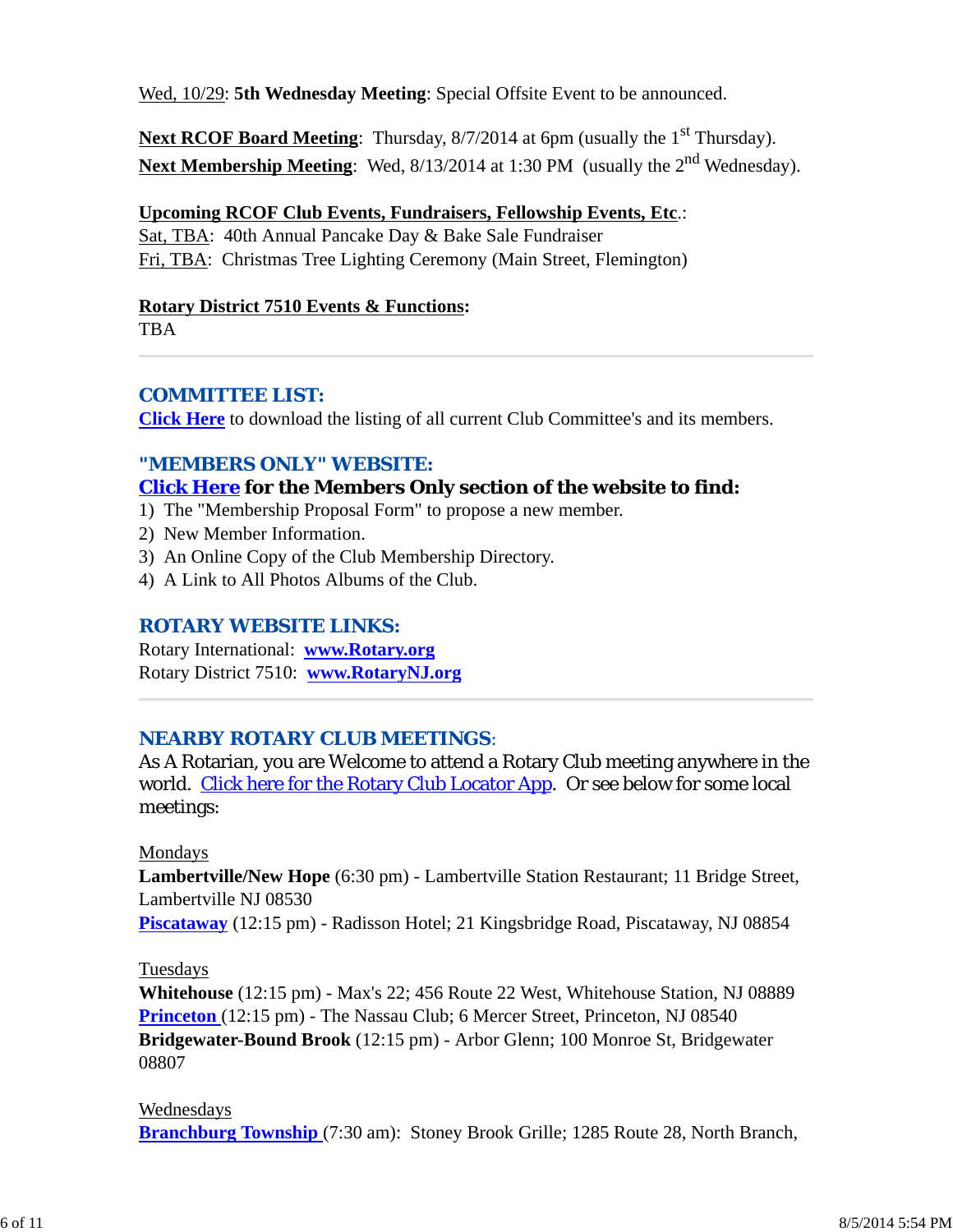Wed, 10/29: **5th Wednesday Meeting**: Special Offsite Event to be announced.

**Next RCOF Board Meeting**: Thursday, 8/7/2014 at 6pm (usually the 1st Thursday).
**Next Membership Meeting**: Wed, 8/13/2014 at 1:30 PM (usually the 2nd Wednesday).

**Upcoming RCOF Club Events, Fundraisers, Fellowship Events, Etc.**:
Sat, TBA: 40th Annual Pancake Day & Bake Sale Fundraiser
Fri, TBA: Christmas Tree Lighting Ceremony (Main Street, Flemington)

**Rotary District 7510 Events & Functions:**
TBA

---

## COMMITTEE LIST:

**Click Here** to download the listing of all current Club Committee's and its members.

## "MEMBERS ONLY" WEBSITE:

**Click Here for the Members Only section of the website to find:**

1) The "Membership Proposal Form" to propose a new member.
2) New Member Information.
3) An Online Copy of the Club Membership Directory.
4) A Link to All Photos Albums of the Club.

## ROTARY WEBSITE LINKS:

Rotary International: **www.Rotary.org**
Rotary District 7510: **www.RotaryNJ.org**

---

## NEARBY ROTARY CLUB MEETINGS:

As A Rotarian, you are Welcome to attend a Rotary Club meeting anywhere in the world. Click here for the Rotary Club Locator App. Or see below for some local meetings:

Mondays
**Lambertville/New Hope** (6:30 pm) - Lambertville Station Restaurant; 11 Bridge Street, Lambertville NJ 08530
**Piscataway** (12:15 pm) - Radisson Hotel; 21 Kingsbridge Road, Piscataway, NJ 08854

Tuesdays
**Whitehouse** (12:15 pm) - Max's 22; 456 Route 22 West, Whitehouse Station, NJ 08889
**Princeton** (12:15 pm) - The Nassau Club; 6 Mercer Street, Princeton, NJ 08540
**Bridgewater-Bound Brook** (12:15 pm) - Arbor Glenn; 100 Monroe St, Bridgewater 08807

Wednesdays
**Branchburg Township** (7:30 am): Stoney Brook Grille; 1285 Route 28, North Branch,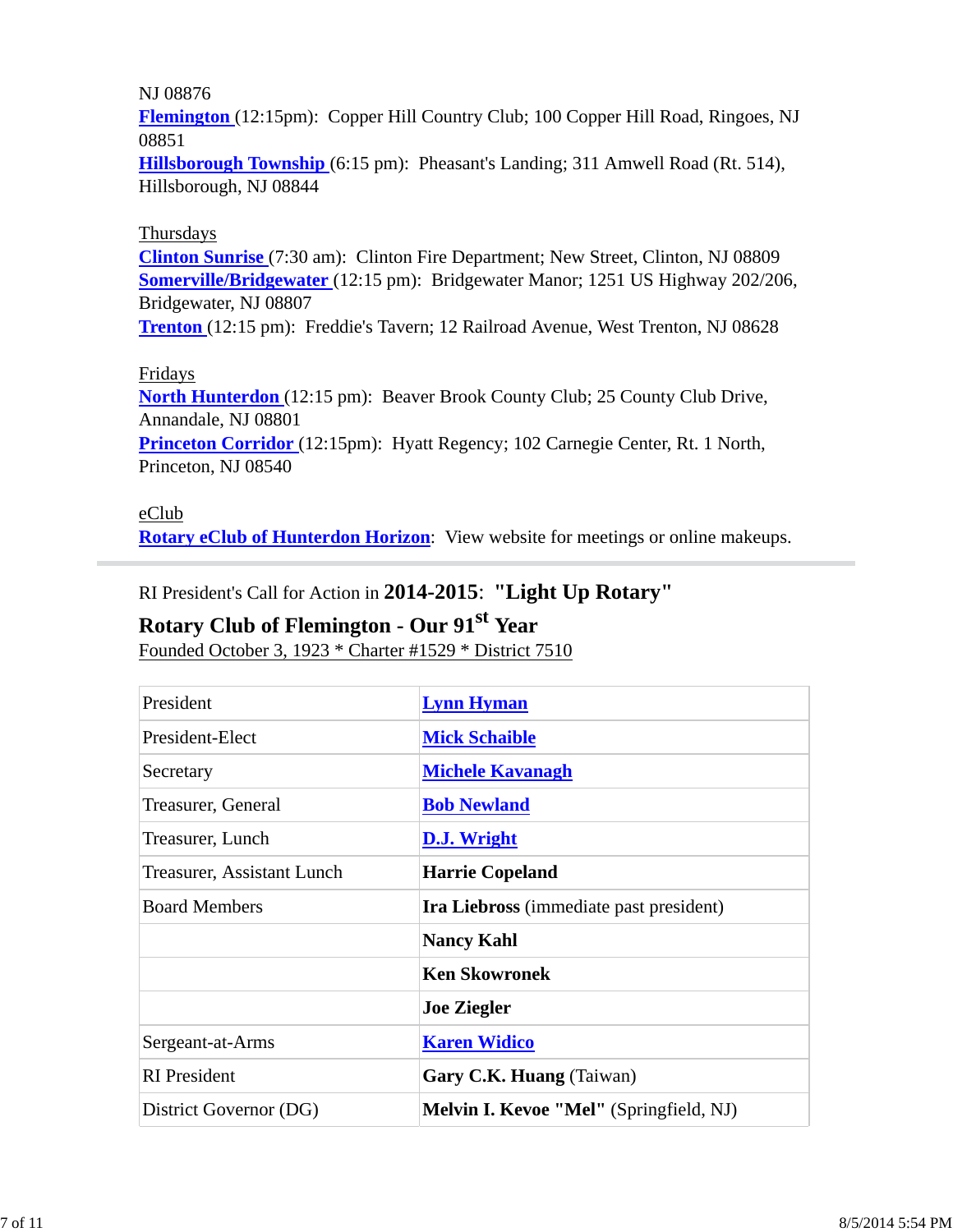NJ 08876

**Flemington** (12:15pm): Copper Hill Country Club; 100 Copper Hill Road, Ringoes, NJ 08851

**Hillsborough Township** (6:15 pm): Pheasant's Landing; 311 Amwell Road (Rt. 514), Hillsborough, NJ 08844

Thursdays

**Clinton Sunrise** (7:30 am): Clinton Fire Department; New Street, Clinton, NJ 08809

**Somerville/Bridgewater** (12:15 pm): Bridgewater Manor; 1251 US Highway 202/206, Bridgewater, NJ 08807

**Trenton** (12:15 pm): Freddie's Tavern; 12 Railroad Avenue, West Trenton, NJ 08628

Fridays

**North Hunterdon** (12:15 pm): Beaver Brook County Club; 25 County Club Drive, Annandale, NJ 08801

**Princeton Corridor** (12:15pm): Hyatt Regency; 102 Carnegie Center, Rt. 1 North, Princeton, NJ 08540

eClub

**Rotary eClub of Hunterdon Horizon**: View website for meetings or online makeups.

---

RI President's Call for Action in **2014-2015**: **"Light Up Rotary"**

**Rotary Club of Flemington - Our 91st Year**

Founded October 3, 1923 * Charter #1529 * District 7510

| | |
|---|---|
| President | **Lynn Hyman** |
| President-Elect | **Mick Schaible** |
| Secretary | **Michele Kavanagh** |
| Treasurer, General | **Bob Newland** |
| Treasurer, Lunch | **D.J. Wright** |
| Treasurer, Assistant Lunch | **Harrie Copeland** |
| Board Members | **Ira Liebross** (immediate past president) |
| | **Nancy Kahl** |
| | **Ken Skowronek** |
| | **Joe Ziegler** |
| Sergeant-at-Arms | **Karen Widico** |
| RI President | **Gary C.K. Huang** (Taiwan) |
| District Governor (DG) | **Melvin I. Kevoe "Mel"** (Springfield, NJ) |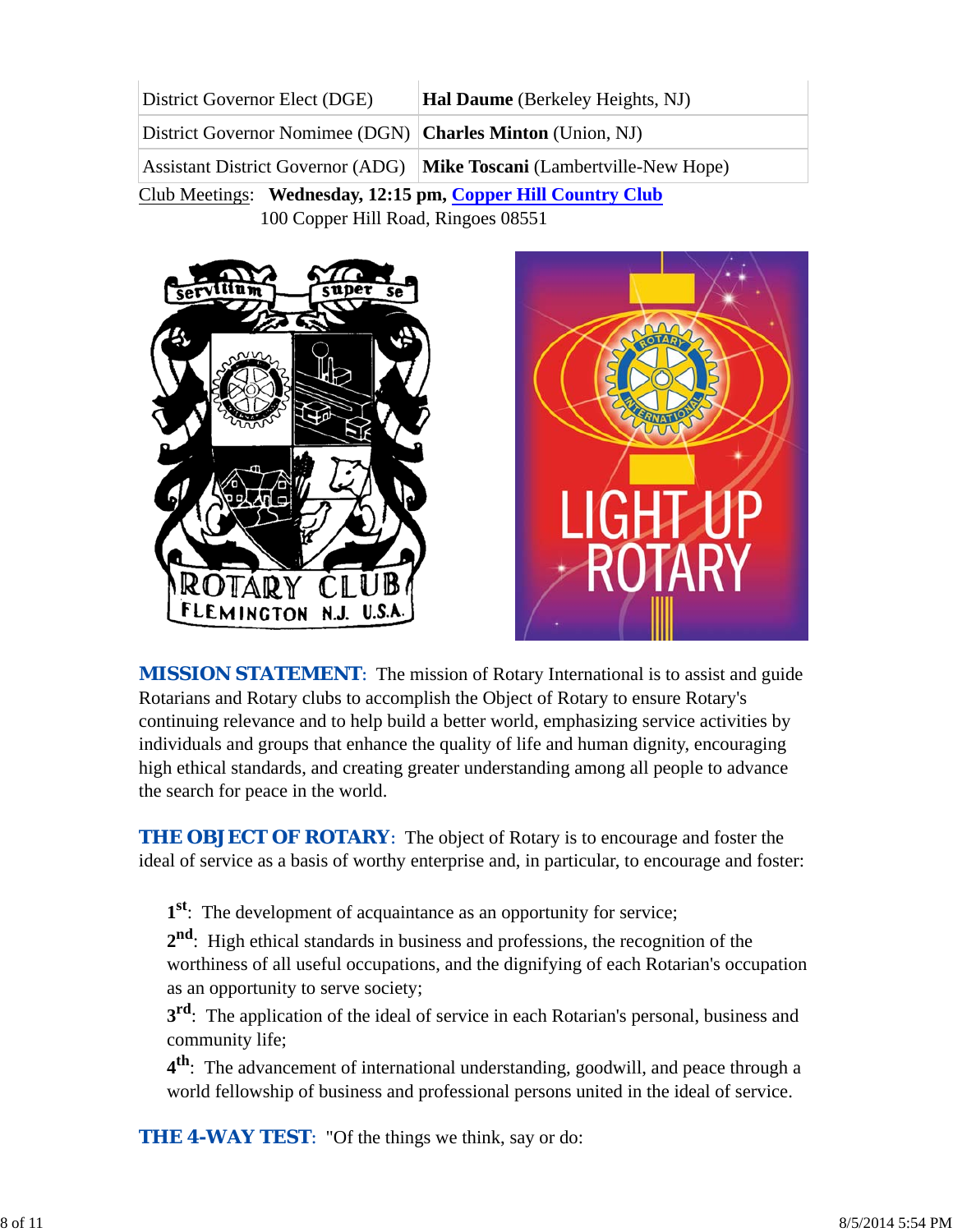| | |
|---|---|
| District Governor Elect (DGE) | **Hal Daume** (Berkeley Heights, NJ) |
| District Governor Nominee (DGN) | **Charles Minton** (Union, NJ) |
| Assistant District Governor (ADG) | **Mike Toscani** (Lambertville-New Hope) |

Club Meetings: **Wednesday, 12:15 pm, Copper Hill Country Club**
100 Copper Hill Road, Ringoes 08551

**MISSION STATEMENT**: The mission of Rotary International is to assist and guide Rotarians and Rotary clubs to accomplish the Object of Rotary to ensure Rotary's continuing relevance and to help build a better world, emphasizing service activities by individuals and groups that enhance the quality of life and human dignity, encouraging high ethical standards, and creating greater understanding among all people to advance the search for peace in the world.

**THE OBJECT OF ROTARY**: The object of Rotary is to encourage and foster the ideal of service as a basis of worthy enterprise and, in particular, to encourage and foster:

**1st**: The development of acquaintance as an opportunity for service;

**2nd**: High ethical standards in business and professions, the recognition of the worthiness of all useful occupations, and the dignifying of each Rotarian's occupation as an opportunity to serve society;

**3rd**: The application of the ideal of service in each Rotarian's personal, business and community life;

**4th**: The advancement of international understanding, goodwill, and peace through a world fellowship of business and professional persons united in the ideal of service.

**THE 4-WAY TEST**: "Of the things we think, say or do: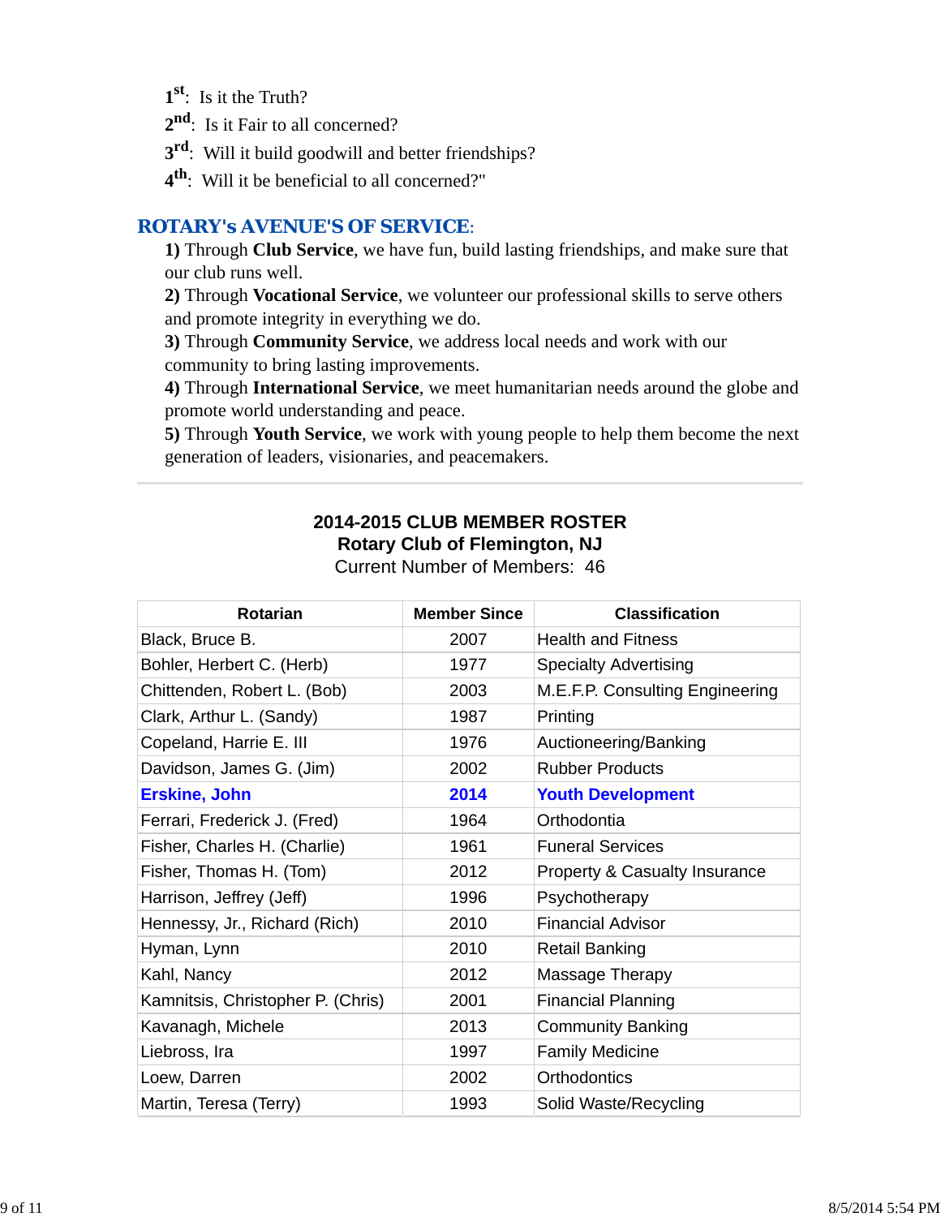1st: Is it the Truth?
2nd: Is it Fair to all concerned?
3rd: Will it build goodwill and better friendships?
4th: Will it be beneficial to all concerned?"

## ROTARY's AVENUE'S OF SERVICE:

**1)** Through **Club Service**, we have fun, build lasting friendships, and make sure that our club runs well.
**2)** Through **Vocational Service**, we volunteer our professional skills to serve others and promote integrity in everything we do.
**3)** Through **Community Service**, we address local needs and work with our community to bring lasting improvements.
**4)** Through **International Service**, we meet humanitarian needs around the globe and promote world understanding and peace.
**5)** Through **Youth Service**, we work with young people to help them become the next generation of leaders, visionaries, and peacemakers.

---

**2014-2015 CLUB MEMBER ROSTER**
**Rotary Club of Flemington, NJ**
Current Number of Members: 46

| Rotarian | Member Since | Classification |
|---|---|---|
| Black, Bruce B. | 2007 | Health and Fitness |
| Bohler, Herbert C. (Herb) | 1977 | Specialty Advertising |
| Chittenden, Robert L. (Bob) | 2003 | M.E.F.P. Consulting Engineering |
| Clark, Arthur L. (Sandy) | 1987 | Printing |
| Copeland, Harrie E. III | 1976 | Auctioneering/Banking |
| Davidson, James G. (Jim) | 2002 | Rubber Products |
| **Erskine, John** | **2014** | **Youth Development** |
| Ferrari, Frederick J. (Fred) | 1964 | Orthodontia |
| Fisher, Charles H. (Charlie) | 1961 | Funeral Services |
| Fisher, Thomas H. (Tom) | 2012 | Property & Casualty Insurance |
| Harrison, Jeffrey (Jeff) | 1996 | Psychotherapy |
| Hennessy, Jr., Richard (Rich) | 2010 | Financial Advisor |
| Hyman, Lynn | 2010 | Retail Banking |
| Kahl, Nancy | 2012 | Massage Therapy |
| Kamnitsis, Christopher P. (Chris) | 2001 | Financial Planning |
| Kavanagh, Michele | 2013 | Community Banking |
| Liebross, Ira | 1997 | Family Medicine |
| Loew, Darren | 2002 | Orthodontics |
| Martin, Teresa (Terry) | 1993 | Solid Waste/Recycling |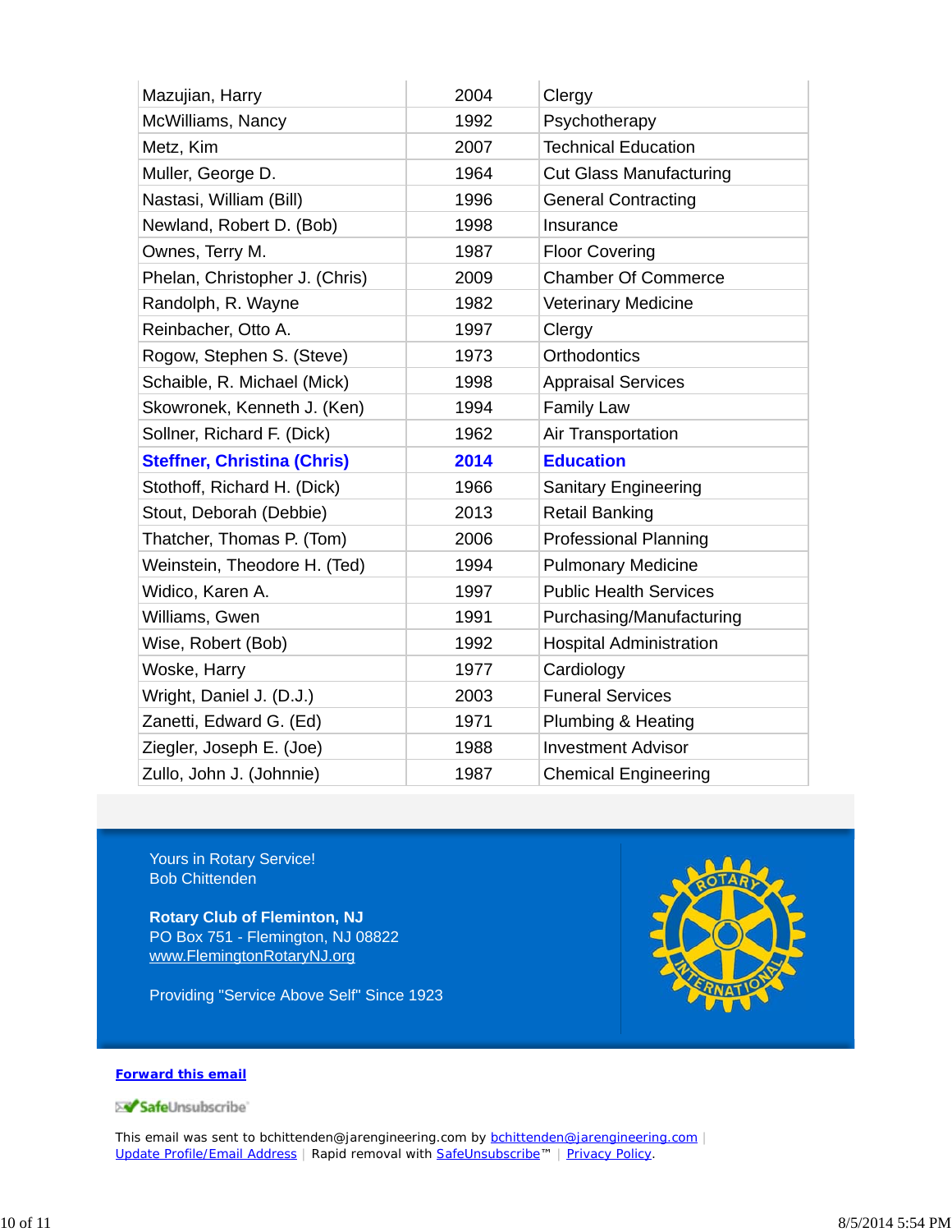| | | |
|---|---|---|
| Mazujian, Harry | 2004 | Clergy |
| McWilliams, Nancy | 1992 | Psychotherapy |
| Metz, Kim | 2007 | Technical Education |
| Muller, George D. | 1964 | Cut Glass Manufacturing |
| Nastasi, William (Bill) | 1996 | General Contracting |
| Newland, Robert D. (Bob) | 1998 | Insurance |
| Ownes, Terry M. | 1987 | Floor Covering |
| Phelan, Christopher J. (Chris) | 2009 | Chamber Of Commerce |
| Randolph, R. Wayne | 1982 | Veterinary Medicine |
| Reinbacher, Otto A. | 1997 | Clergy |
| Rogow, Stephen S. (Steve) | 1973 | Orthodontics |
| Schaible, R. Michael (Mick) | 1998 | Appraisal Services |
| Skowronek, Kenneth J. (Ken) | 1994 | Family Law |
| Sollner, Richard F. (Dick) | 1962 | Air Transportation |
| **Steffner, Christina (Chris)** | **2014** | **Education** |
| Stothoff, Richard H. (Dick) | 1966 | Sanitary Engineering |
| Stout, Deborah (Debbie) | 2013 | Retail Banking |
| Thatcher, Thomas P. (Tom) | 2006 | Professional Planning |
| Weinstein, Theodore H. (Ted) | 1994 | Pulmonary Medicine |
| Widico, Karen A. | 1997 | Public Health Services |
| Williams, Gwen | 1991 | Purchasing/Manufacturing |
| Wise, Robert (Bob) | 1992 | Hospital Administration |
| Woske, Harry | 1977 | Cardiology |
| Wright, Daniel J. (D.J.) | 2003 | Funeral Services |
| Zanetti, Edward G. (Ed) | 1971 | Plumbing & Heating |
| Ziegler, Joseph E. (Joe) | 1988 | Investment Advisor |
| Zullo, John J. (Johnnie) | 1987 | Chemical Engineering |

Yours in Rotary Service!
Bob Chittenden

**Rotary Club of Fleminton, NJ**
PO Box 751 - Flemington, NJ 08822
www.FlemingtonRotaryNJ.org

Providing "Service Above Self" Since 1923

**Forward this email**

SafeUnsubscribe

This email was sent to bchittenden@jarengineering.com by bchittenden@jarengineering.com | Update Profile/Email Address | Rapid removal with SafeUnsubscribe™ | Privacy Policy.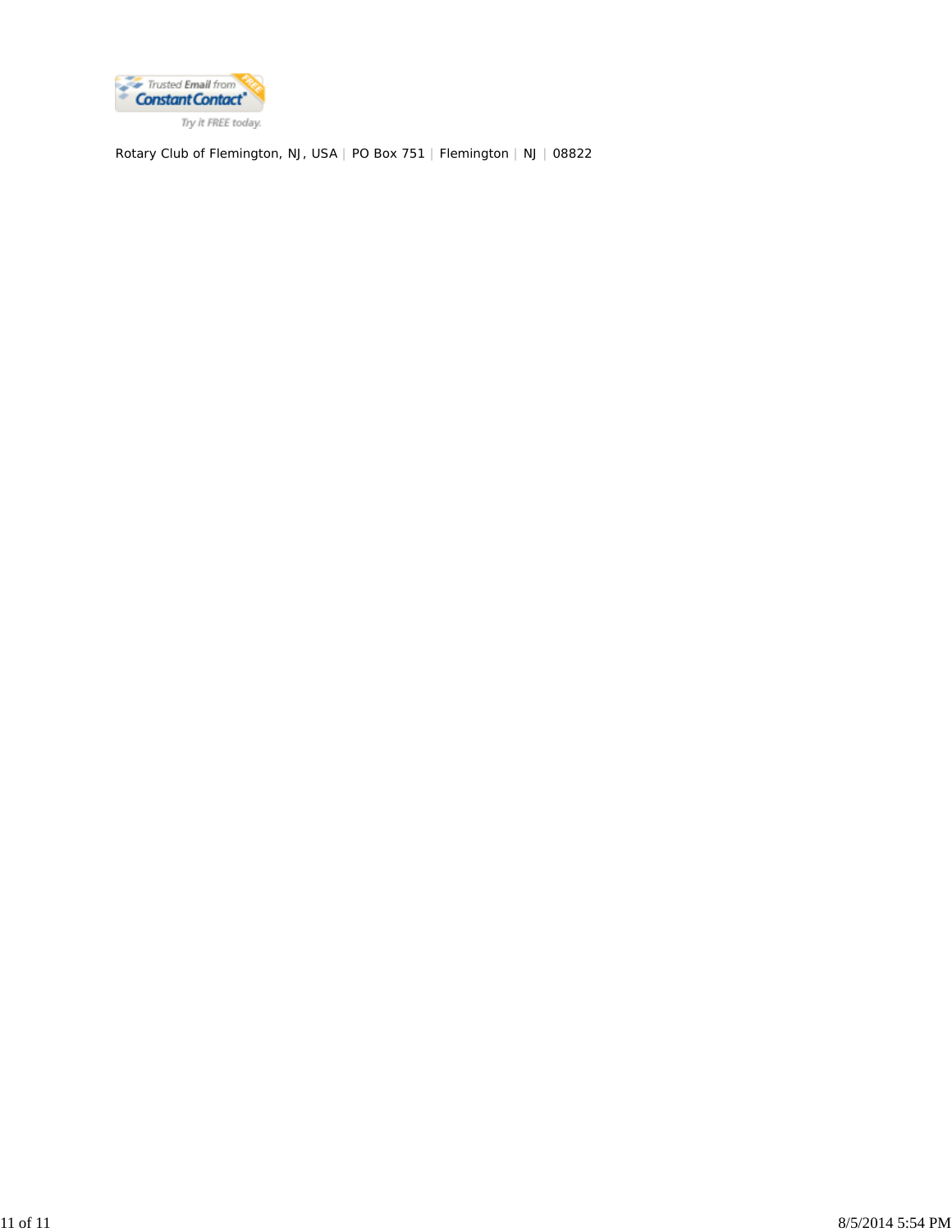Trusted Email from Constant Contact

Try it FREE today.

Rotary Club of Flemington, NJ, USA | PO Box 751 | Flemington | NJ | 08822